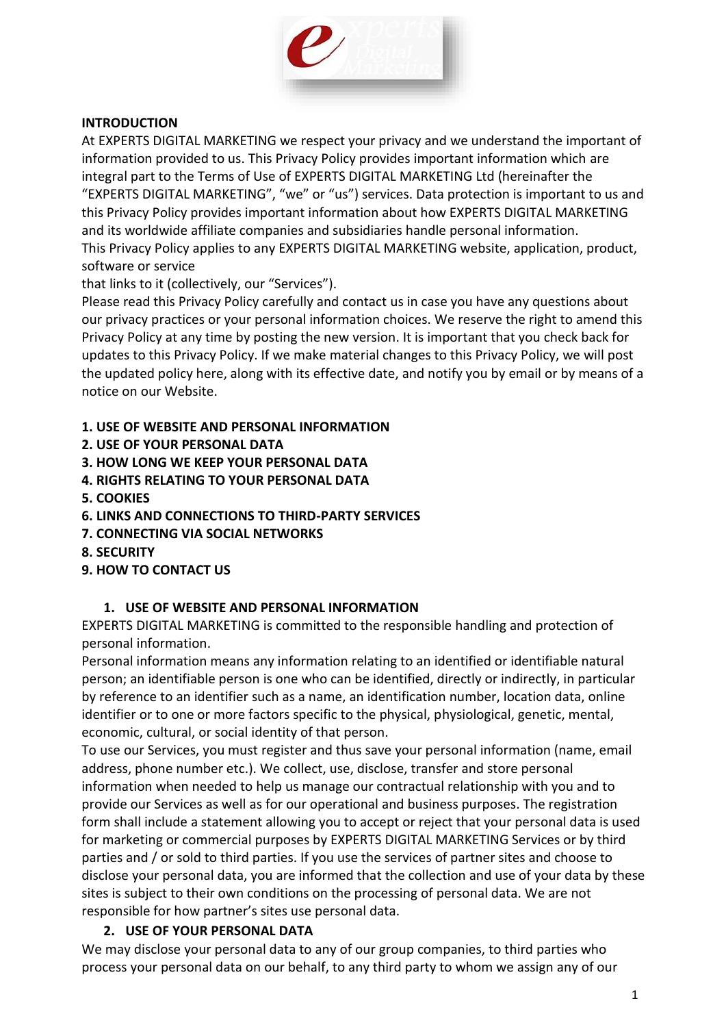**INTRODUCTION**

At EXPERTS DIGITAL MARKETING we respect your privacy and we understand the important of information provided to us. This Privacy Policy provides important information which are integral part to the Terms of Use of EXPERTS DIGITAL MARKETING Ltd (hereinafter the "EXPERTS DIGITAL MARKETING", "we" or "us") services. Data protection is important to us and this Privacy Policy provides important information about how EXPERTS DIGITAL MARKETING and its worldwide affiliate companies and subsidiaries handle personal information.

This Privacy Policy applies to any EXPERTS DIGITAL MARKETING website, application, product, software or service
that links to it (collectively, our "Services").

Please read this Privacy Policy carefully and contact us in case you have any questions about our privacy practices or your personal information choices. We reserve the right to amend this Privacy Policy at any time by posting the new version. It is important that you check back for updates to this Privacy Policy. If we make material changes to this Privacy Policy, we will post the updated policy here, along with its effective date, and notify you by email or by means of a notice on our Website.

**1. USE OF WEBSITE AND PERSONAL INFORMATION**
**2. USE OF YOUR PERSONAL DATA**
**3. HOW LONG WE KEEP YOUR PERSONAL DATA**
**4. RIGHTS RELATING TO YOUR PERSONAL DATA**
**5. COOKIES**
**6. LINKS AND CONNECTIONS TO THIRD-PARTY SERVICES**
**7. CONNECTING VIA SOCIAL NETWORKS**
**8. SECURITY**
**9. HOW TO CONTACT US**

## 1. USE OF WEBSITE AND PERSONAL INFORMATION

EXPERTS DIGITAL MARKETING is committed to the responsible handling and protection of personal information.

Personal information means any information relating to an identified or identifiable natural person; an identifiable person is one who can be identified, directly or indirectly, in particular by reference to an identifier such as a name, an identification number, location data, online identifier or to one or more factors specific to the physical, physiological, genetic, mental, economic, cultural, or social identity of that person.

To use our Services, you must register and thus save your personal information (name, email address, phone number etc.). We collect, use, disclose, transfer and store personal information when needed to help us manage our contractual relationship with you and to provide our Services as well as for our operational and business purposes. The registration form shall include a statement allowing you to accept or reject that your personal data is used for marketing or commercial purposes by EXPERTS DIGITAL MARKETING Services or by third parties and / or sold to third parties. If you use the services of partner sites and choose to disclose your personal data, you are informed that the collection and use of your data by these sites is subject to their own conditions on the processing of personal data. We are not responsible for how partner's sites use personal data.

## 2. USE OF YOUR PERSONAL DATA

We may disclose your personal data to any of our group companies, to third parties who process your personal data on our behalf, to any third party to whom we assign any of our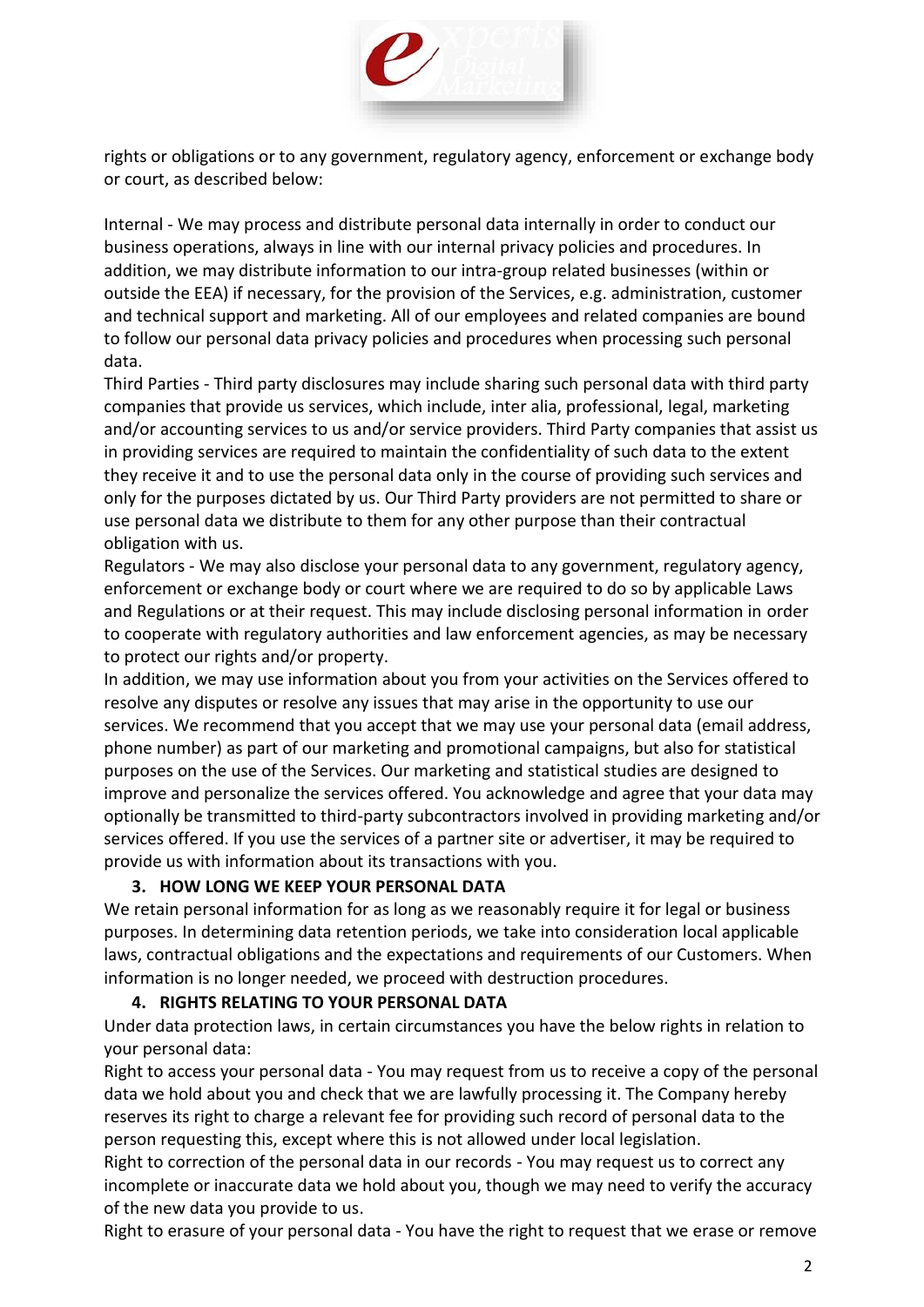rights or obligations or to any government, regulatory agency, enforcement or exchange body or court, as described below:

Internal - We may process and distribute personal data internally in order to conduct our business operations, always in line with our internal privacy policies and procedures. In addition, we may distribute information to our intra-group related businesses (within or outside the EEA) if necessary, for the provision of the Services, e.g. administration, customer and technical support and marketing. All of our employees and related companies are bound to follow our personal data privacy policies and procedures when processing such personal data.

Third Parties - Third party disclosures may include sharing such personal data with third party companies that provide us services, which include, inter alia, professional, legal, marketing and/or accounting services to us and/or service providers. Third Party companies that assist us in providing services are required to maintain the confidentiality of such data to the extent they receive it and to use the personal data only in the course of providing such services and only for the purposes dictated by us. Our Third Party providers are not permitted to share or use personal data we distribute to them for any other purpose than their contractual obligation with us.

Regulators - We may also disclose your personal data to any government, regulatory agency, enforcement or exchange body or court where we are required to do so by applicable Laws and Regulations or at their request. This may include disclosing personal information in order to cooperate with regulatory authorities and law enforcement agencies, as may be necessary to protect our rights and/or property.

In addition, we may use information about you from your activities on the Services offered to resolve any disputes or resolve any issues that may arise in the opportunity to use our services. We recommend that you accept that we may use your personal data (email address, phone number) as part of our marketing and promotional campaigns, but also for statistical purposes on the use of the Services. Our marketing and statistical studies are designed to improve and personalize the services offered. You acknowledge and agree that your data may optionally be transmitted to third-party subcontractors involved in providing marketing and/or services offered. If you use the services of a partner site or advertiser, it may be required to provide us with information about its transactions with you.

## 3. HOW LONG WE KEEP YOUR PERSONAL DATA

We retain personal information for as long as we reasonably require it for legal or business purposes. In determining data retention periods, we take into consideration local applicable laws, contractual obligations and the expectations and requirements of our Customers. When information is no longer needed, we proceed with destruction procedures.

## 4. RIGHTS RELATING TO YOUR PERSONAL DATA

Under data protection laws, in certain circumstances you have the below rights in relation to your personal data:

Right to access your personal data - You may request from us to receive a copy of the personal data we hold about you and check that we are lawfully processing it. The Company hereby reserves its right to charge a relevant fee for providing such record of personal data to the person requesting this, except where this is not allowed under local legislation.

Right to correction of the personal data in our records - You may request us to correct any incomplete or inaccurate data we hold about you, though we may need to verify the accuracy of the new data you provide to us.

Right to erasure of your personal data - You have the right to request that we erase or remove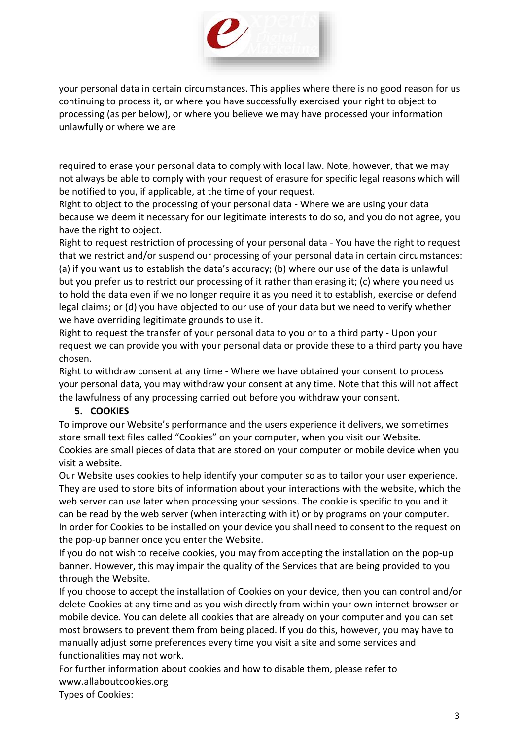your personal data in certain circumstances. This applies where there is no good reason for us continuing to process it, or where you have successfully exercised your right to object to processing (as per below), or where you believe we may have processed your information unlawfully or where we are

required to erase your personal data to comply with local law. Note, however, that we may not always be able to comply with your request of erasure for specific legal reasons which will be notified to you, if applicable, at the time of your request.

Right to object to the processing of your personal data - Where we are using your data because we deem it necessary for our legitimate interests to do so, and you do not agree, you have the right to object.

Right to request restriction of processing of your personal data - You have the right to request that we restrict and/or suspend our processing of your personal data in certain circumstances: (a) if you want us to establish the data's accuracy; (b) where our use of the data is unlawful but you prefer us to restrict our processing of it rather than erasing it; (c) where you need us to hold the data even if we no longer require it as you need it to establish, exercise or defend legal claims; or (d) you have objected to our use of your data but we need to verify whether we have overriding legitimate grounds to use it.

Right to request the transfer of your personal data to you or to a third party - Upon your request we can provide you with your personal data or provide these to a third party you have chosen.

Right to withdraw consent at any time - Where we have obtained your consent to process your personal data, you may withdraw your consent at any time. Note that this will not affect the lawfulness of any processing carried out before you withdraw your consent.

## 5. COOKIES

To improve our Website's performance and the users experience it delivers, we sometimes store small text files called "Cookies" on your computer, when you visit our Website.

Cookies are small pieces of data that are stored on your computer or mobile device when you visit a website.

Our Website uses cookies to help identify your computer so as to tailor your user experience. They are used to store bits of information about your interactions with the website, which the web server can use later when processing your sessions. The cookie is specific to you and it can be read by the web server (when interacting with it) or by programs on your computer.

In order for Cookies to be installed on your device you shall need to consent to the request on the pop-up banner once you enter the Website.

If you do not wish to receive cookies, you may from accepting the installation on the pop-up banner. However, this may impair the quality of the Services that are being provided to you through the Website.

If you choose to accept the installation of Cookies on your device, then you can control and/or delete Cookies at any time and as you wish directly from within your own internet browser or mobile device. You can delete all cookies that are already on your computer and you can set most browsers to prevent them from being placed. If you do this, however, you may have to manually adjust some preferences every time you visit a site and some services and functionalities may not work.

For further information about cookies and how to disable them, please refer to www.allaboutcookies.org

Types of Cookies: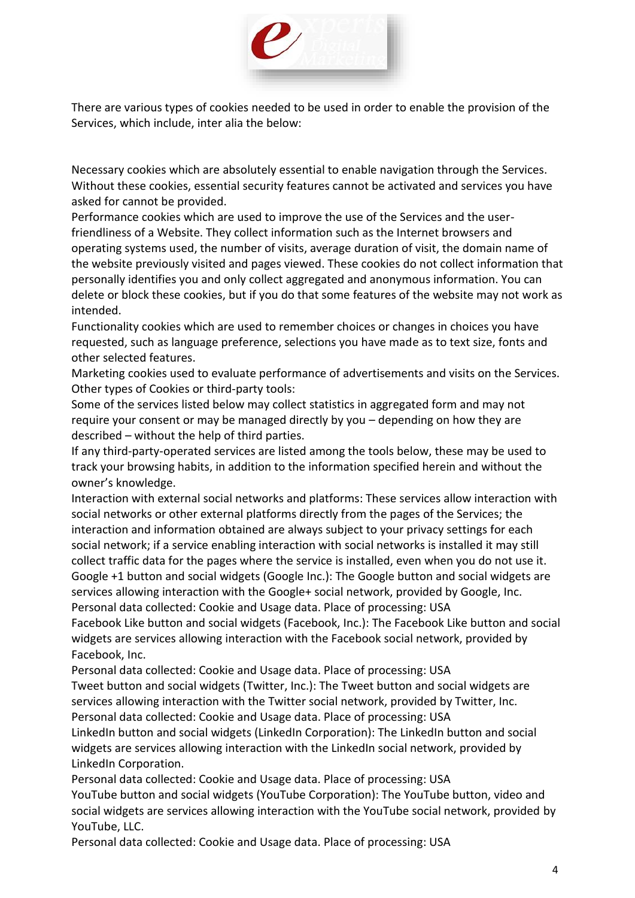There are various types of cookies needed to be used in order to enable the provision of the Services, which include, inter alia the below:

Necessary cookies which are absolutely essential to enable navigation through the Services. Without these cookies, essential security features cannot be activated and services you have asked for cannot be provided.

Performance cookies which are used to improve the use of the Services and the user-friendliness of a Website. They collect information such as the Internet browsers and operating systems used, the number of visits, average duration of visit, the domain name of the website previously visited and pages viewed. These cookies do not collect information that personally identifies you and only collect aggregated and anonymous information. You can delete or block these cookies, but if you do that some features of the website may not work as intended.

Functionality cookies which are used to remember choices or changes in choices you have requested, such as language preference, selections you have made as to text size, fonts and other selected features.

Marketing cookies used to evaluate performance of advertisements and visits on the Services.

Other types of Cookies or third-party tools:

Some of the services listed below may collect statistics in aggregated form and may not require your consent or may be managed directly by you – depending on how they are described – without the help of third parties.

If any third-party-operated services are listed among the tools below, these may be used to track your browsing habits, in addition to the information specified herein and without the owner's knowledge.

Interaction with external social networks and platforms: These services allow interaction with social networks or other external platforms directly from the pages of the Services; the interaction and information obtained are always subject to your privacy settings for each social network; if a service enabling interaction with social networks is installed it may still collect traffic data for the pages where the service is installed, even when you do not use it.

Google +1 button and social widgets (Google Inc.): The Google button and social widgets are services allowing interaction with the Google+ social network, provided by Google, Inc.
Personal data collected: Cookie and Usage data. Place of processing: USA

Facebook Like button and social widgets (Facebook, Inc.): The Facebook Like button and social widgets are services allowing interaction with the Facebook social network, provided by Facebook, Inc.
Personal data collected: Cookie and Usage data. Place of processing: USA

Tweet button and social widgets (Twitter, Inc.): The Tweet button and social widgets are services allowing interaction with the Twitter social network, provided by Twitter, Inc.
Personal data collected: Cookie and Usage data. Place of processing: USA

LinkedIn button and social widgets (LinkedIn Corporation): The LinkedIn button and social widgets are services allowing interaction with the LinkedIn social network, provided by LinkedIn Corporation.
Personal data collected: Cookie and Usage data. Place of processing: USA

YouTube button and social widgets (YouTube Corporation): The YouTube button, video and social widgets are services allowing interaction with the YouTube social network, provided by YouTube, LLC.
Personal data collected: Cookie and Usage data. Place of processing: USA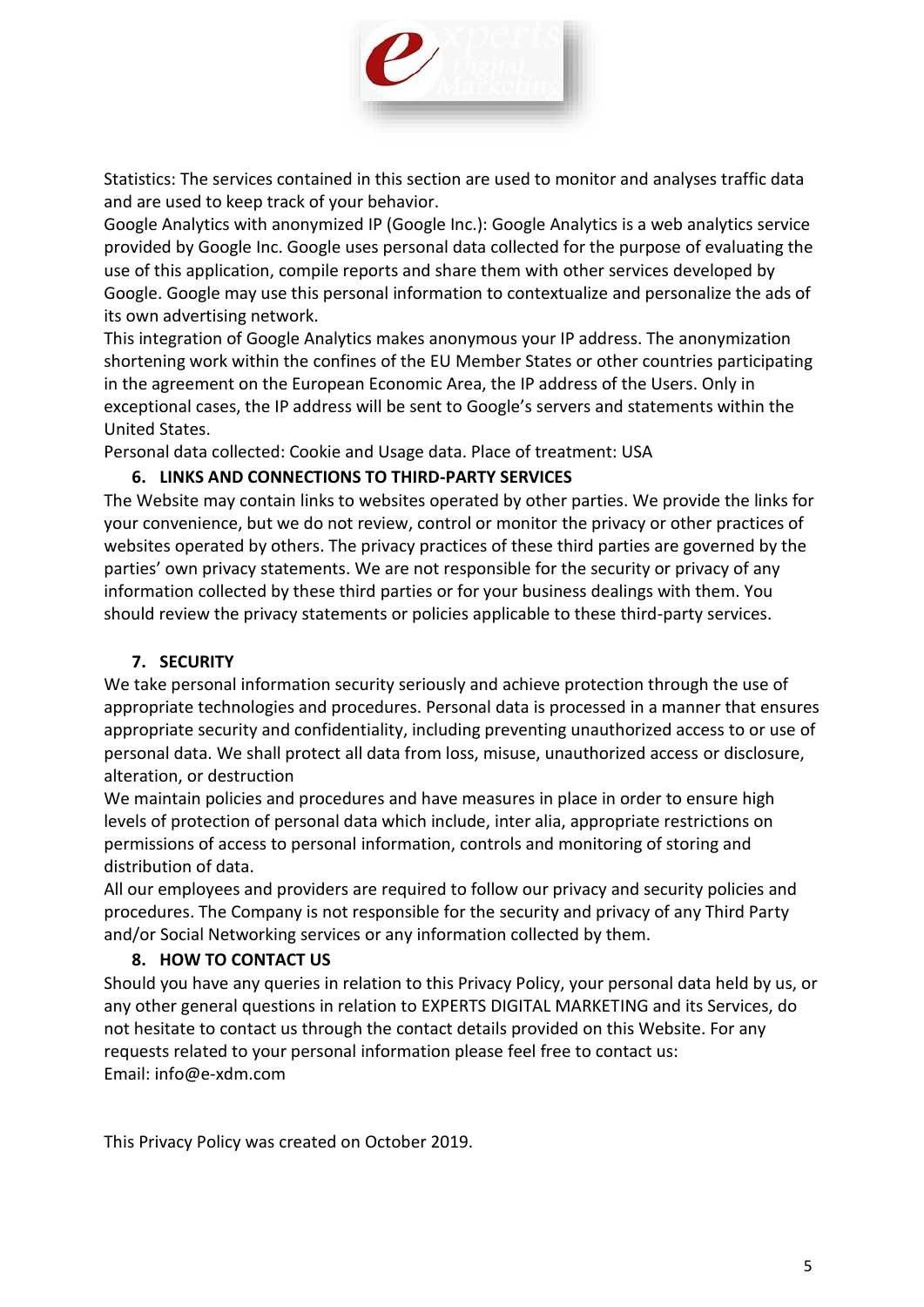Statistics: The services contained in this section are used to monitor and analyses traffic data and are used to keep track of your behavior.

Google Analytics with anonymized IP (Google Inc.): Google Analytics is a web analytics service provided by Google Inc. Google uses personal data collected for the purpose of evaluating the use of this application, compile reports and share them with other services developed by Google. Google may use this personal information to contextualize and personalize the ads of its own advertising network.

This integration of Google Analytics makes anonymous your IP address. The anonymization shortening work within the confines of the EU Member States or other countries participating in the agreement on the European Economic Area, the IP address of the Users. Only in exceptional cases, the IP address will be sent to Google's servers and statements within the United States.

Personal data collected: Cookie and Usage data. Place of treatment: USA

## 6. LINKS AND CONNECTIONS TO THIRD-PARTY SERVICES

The Website may contain links to websites operated by other parties. We provide the links for your convenience, but we do not review, control or monitor the privacy or other practices of websites operated by others. The privacy practices of these third parties are governed by the parties' own privacy statements. We are not responsible for the security or privacy of any information collected by these third parties or for your business dealings with them. You should review the privacy statements or policies applicable to these third-party services.

## 7. SECURITY

We take personal information security seriously and achieve protection through the use of appropriate technologies and procedures. Personal data is processed in a manner that ensures appropriate security and confidentiality, including preventing unauthorized access to or use of personal data. We shall protect all data from loss, misuse, unauthorized access or disclosure, alteration, or destruction

We maintain policies and procedures and have measures in place in order to ensure high levels of protection of personal data which include, inter alia, appropriate restrictions on permissions of access to personal information, controls and monitoring of storing and distribution of data.

All our employees and providers are required to follow our privacy and security policies and procedures. The Company is not responsible for the security and privacy of any Third Party and/or Social Networking services or any information collected by them.

## 8. HOW TO CONTACT US

Should you have any queries in relation to this Privacy Policy, your personal data held by us, or any other general questions in relation to EXPERTS DIGITAL MARKETING and its Services, do not hesitate to contact us through the contact details provided on this Website. For any requests related to your personal information please feel free to contact us:

Email: info@e-xdm.com

This Privacy Policy was created on October 2019.